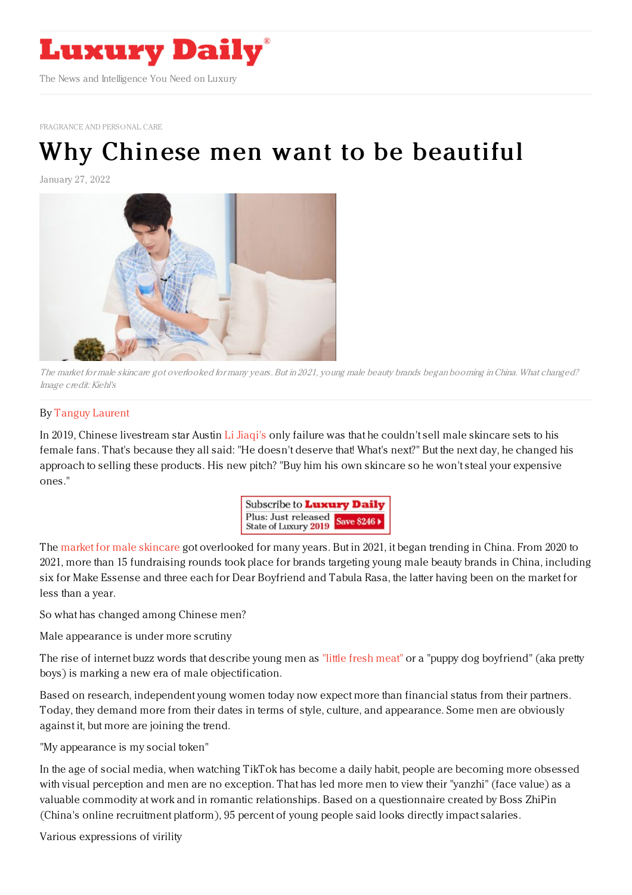# Luxury Daily

The News and Intelligence You Need on Luxury

FRAGRANCE AND PERSONAL CARE

# Why Chinese men want to be beautiful

January 27, 2022

*The market for male skincare got overlooked for many years. But in 2021, young male beauty brands began booming in China. What changed? Image credit: Kiehl's*

By Tanguy Laurent

In 2019, Chinese livestream star Austin Li Jiaqi's only failure was that he couldn't sell male skincare sets to his female fans. That's because they all said: "He doesn't deserve that! What's next?" But the next day, he changed his approach to selling these products. His new pitch? "Buy him his own skincare so he won't steal your expensive ones."

The market for male skincare got overlooked for many years. But in 2021, it began trending in China. From 2020 to 2021, more than 15 fundraising rounds took place for brands targeting young male beauty brands in China, including six for Make Essense and three each for Dear Boyfriend and Tabula Rasa, the latter having been on the market for less than a year.

So what has changed among Chinese men?

Male appearance is under more scrutiny

The rise of internet buzz words that describe young men as "little fresh meat" or a "puppy dog boyfriend" (aka pretty boys) is marking a new era of male objectification.

Based on research, independent young women today now expect more than financial status from their partners. Today, they demand more from their dates in terms of style, culture, and appearance. Some men are obviously against it, but more are joining the trend.

"My appearance is my social token"

In the age of social media, when watching TikTok has become a daily habit, people are becoming more obsessed with visual perception and men are no exception. That has led more men to view their "yanzhi" (face value) as a valuable commodity at work and in romantic relationships. Based on a questionnaire created by Boss ZhiPin (China's online recruitment platform), 95 percent of young people said looks directly impact salaries.

Various expressions of virility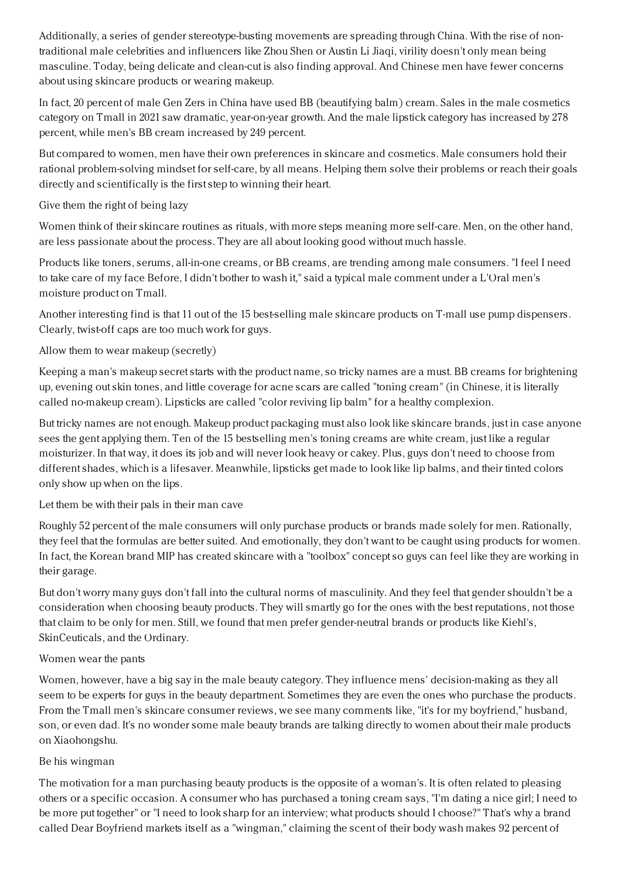Additionally, a series of gender stereotype-busting movements are spreading through China. With the rise of non-traditional male celebrities and influencers like Zhou Shen or Austin Li Jiaqi, virility doesn't only mean being masculine. Today, being delicate and clean-cut is also finding approval. And Chinese men have fewer concerns about using skincare products or wearing makeup.

In fact, 20 percent of male Gen Zers in China have used BB (beautifying balm) cream. Sales in the male cosmetics category on Tmall in 2021 saw dramatic, year-on-year growth. And the male lipstick category has increased by 278 percent, while men's BB cream increased by 249 percent.

But compared to women, men have their own preferences in skincare and cosmetics. Male consumers hold their rational problem-solving mindset for self-care, by all means. Helping them solve their problems or reach their goals directly and scientifically is the first step to winning their heart.

## Give them the right of being lazy

Women think of their skincare routines as rituals, with more steps meaning more self-care. Men, on the other hand, are less passionate about the process. They are all about looking good without much hassle.

Products like toners, serums, all-in-one creams, or BB creams, are trending among male consumers. "I feel I need to take care of my face Before, I didn't bother to wash it," said a typical male comment under a L'Oral men's moisture product on Tmall.

Another interesting find is that 11 out of the 15 best-selling male skincare products on T-mall use pump dispensers. Clearly, twist-off caps are too much work for guys.

## Allow them to wear makeup (secretly)

Keeping a man's makeup secret starts with the product name, so tricky names are a must. BB creams for brightening up, evening out skin tones, and little coverage for acne scars are called "toning cream" (in Chinese, it is literally called no-makeup cream). Lipsticks are called "color reviving lip balm" for a healthy complexion.

But tricky names are not enough. Makeup product packaging must also look like skincare brands, just in case anyone sees the gent applying them. Ten of the 15 bestselling men's toning creams are white cream, just like a regular moisturizer. In that way, it does its job and will never look heavy or cakey. Plus, guys don't need to choose from different shades, which is a lifesaver. Meanwhile, lipsticks get made to look like lip balms, and their tinted colors only show up when on the lips.

## Let them be with their pals in their man cave

Roughly 52 percent of the male consumers will only purchase products or brands made solely for men. Rationally, they feel that the formulas are better suited. And emotionally, they don't want to be caught using products for women. In fact, the Korean brand MIP has created skincare with a "toolbox" concept so guys can feel like they are working in their garage.

But don't worry many guys don't fall into the cultural norms of masculinity. And they feel that gender shouldn't be a consideration when choosing beauty products. They will smartly go for the ones with the best reputations, not those that claim to be only for men. Still, we found that men prefer gender-neutral brands or products like Kiehl's, SkinCeuticals, and the Ordinary.

## Women wear the pants

Women, however, have a big say in the male beauty category. They influence mens' decision-making as they all seem to be experts for guys in the beauty department. Sometimes they are even the ones who purchase the products. From the Tmall men's skincare consumer reviews, we see many comments like, "it's for my boyfriend," husband, son, or even dad. It's no wonder some male beauty brands are talking directly to women about their male products on Xiaohongshu.

## Be his wingman

The motivation for a man purchasing beauty products is the opposite of a woman's. It is often related to pleasing others or a specific occasion. A consumer who has purchased a toning cream says, "I'm dating a nice girl; I need to be more put together" or "I need to look sharp for an interview; what products should I choose?" That's why a brand called Dear Boyfriend markets itself as a "wingman," claiming the scent of their body wash makes 92 percent of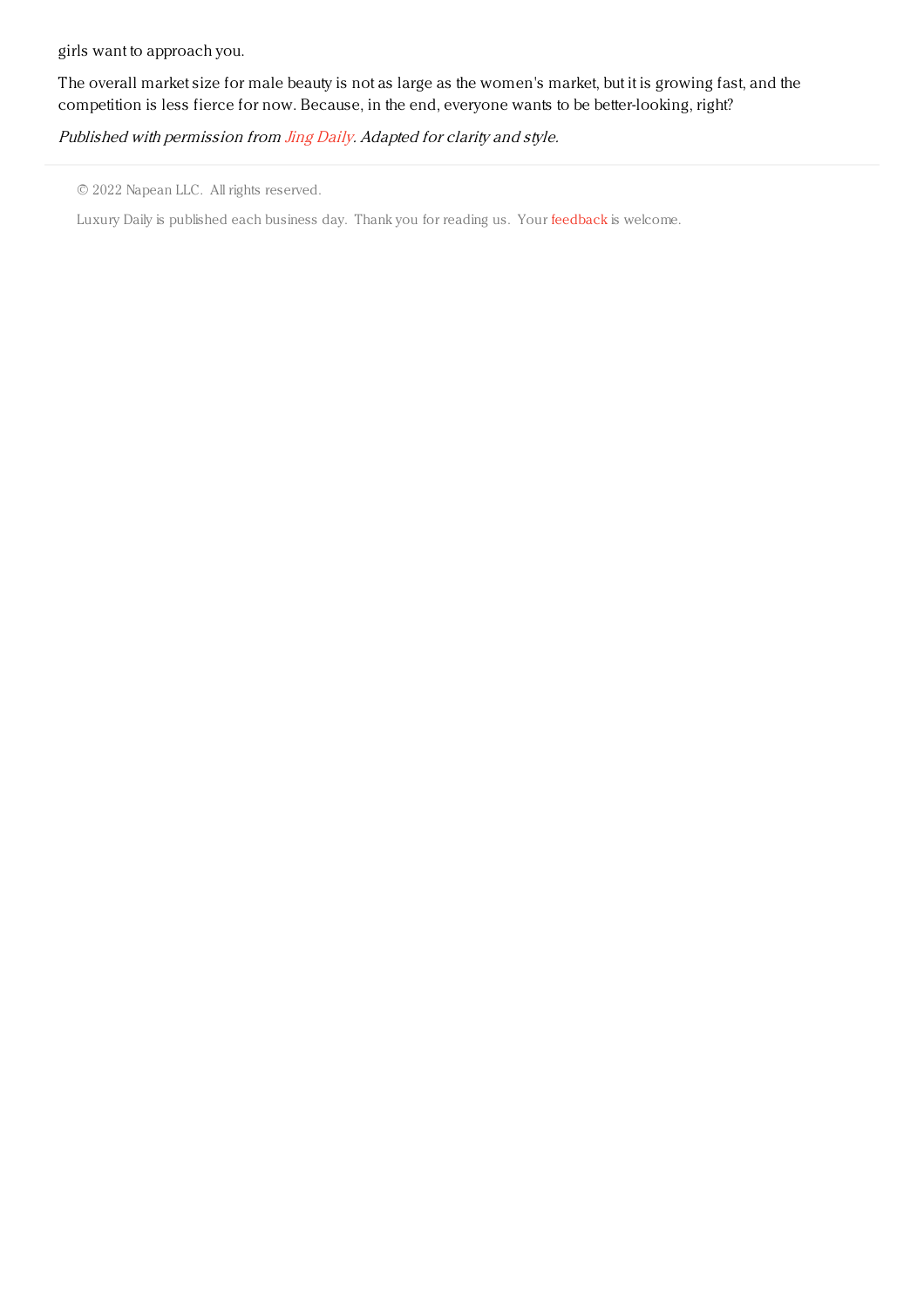girls want to approach you.

The overall market size for male beauty is not as large as the women's market, but it is growing fast, and the competition is less fierce for now. Because, in the end, everyone wants to be better-looking, right?

*Published with permission from Jing Daily. Adapted for clarity and style.*

---

© 2022 Napean LLC. All rights reserved.

Luxury Daily is published each business day. Thank you for reading us. Your feedback is welcome.